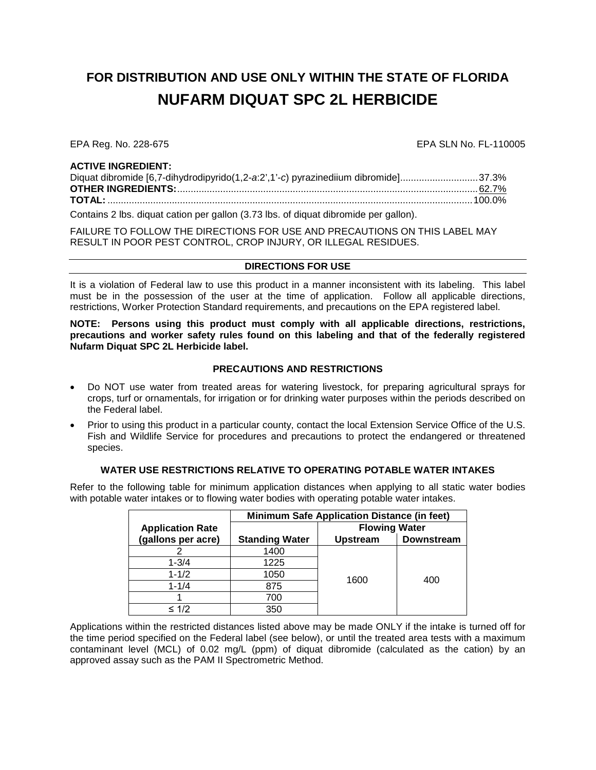# FOR DISTRIBUTION AND USE ONLY WITHIN THE STATE OF FLORIDA

# NUFARM DIQUAT SPC 2L HERBICIDE

EPA Reg. No. 228-675 EPA SLN No. FL-110005

**ACTIVE INGREDIENT:**

Diquat dibromide [6,7-dihydrodipyrido(1,2-*a*:2',1'-*c*) pyrazinediium dibromide]............................37.3%
**OTHER INGREDIENTS:**.............................................................................................................62.7%
**TOTAL:**......................................................................................................................................100.0%

Contains 2 lbs. diquat cation per gallon (3.73 lbs. of diquat dibromide per gallon).

FAILURE TO FOLLOW THE DIRECTIONS FOR USE AND PRECAUTIONS ON THIS LABEL MAY RESULT IN POOR PEST CONTROL, CROP INJURY, OR ILLEGAL RESIDUES.

## DIRECTIONS FOR USE

It is a violation of Federal law to use this product in a manner inconsistent with its labeling. This label must be in the possession of the user at the time of application. Follow all applicable directions, restrictions, Worker Protection Standard requirements, and precautions on the EPA registered label.

**NOTE: Persons using this product must comply with all applicable directions, restrictions, precautions and worker safety rules found on this labeling and that of the federally registered Nufarm Diquat SPC 2L Herbicide label.**

### PRECAUTIONS AND RESTRICTIONS

- Do NOT use water from treated areas for watering livestock, for preparing agricultural sprays for crops, turf or ornamentals, for irrigation or for drinking water purposes within the periods described on the Federal label.
- Prior to using this product in a particular county, contact the local Extension Service Office of the U.S. Fish and Wildlife Service for procedures and precautions to protect the endangered or threatened species.

### WATER USE RESTRICTIONS RELATIVE TO OPERATING POTABLE WATER INTAKES

Refer to the following table for minimum application distances when applying to all static water bodies with potable water intakes or to flowing water bodies with operating potable water intakes.

| Application Rate (gallons per acre) | Minimum Safe Application Distance (in feet) | | |
|---|---|---|---|
| | Standing Water | Flowing Water Upstream | Flowing Water Downstream |
| 2 | 1400 | 1600 | 400 |
| 1-3/4 | 1225 | | |
| 1-1/2 | 1050 | | |
| 1-1/4 | 875 | | |
| 1 | 700 | | |
| ≤ 1/2 | 350 | | |

Applications within the restricted distances listed above may be made ONLY if the intake is turned off for the time period specified on the Federal label (see below), or until the treated area tests with a maximum contaminant level (MCL) of 0.02 mg/L (ppm) of diquat dibromide (calculated as the cation) by an approved assay such as the PAM II Spectrometric Method.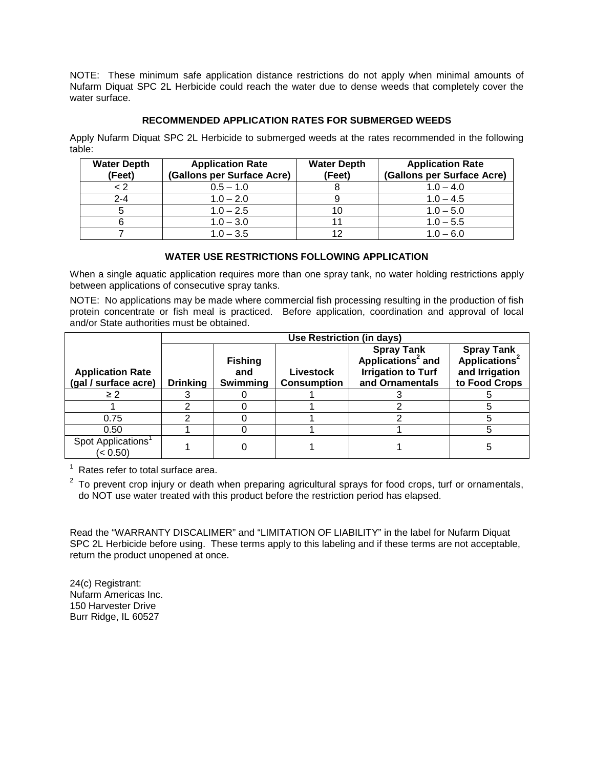NOTE: These minimum safe application distance restrictions do not apply when minimal amounts of Nufarm Diquat SPC 2L Herbicide could reach the water due to dense weeds that completely cover the water surface.

### RECOMMENDED APPLICATION RATES FOR SUBMERGED WEEDS

Apply Nufarm Diquat SPC 2L Herbicide to submerged weeds at the rates recommended in the following table:

| Water Depth (Feet) | Application Rate (Gallons per Surface Acre) | Water Depth (Feet) | Application Rate (Gallons per Surface Acre) |
|---|---|---|---|
| < 2 | 0.5 – 1.0 | 8 | 1.0 – 4.0 |
| 2-4 | 1.0 – 2.0 | 9 | 1.0 – 4.5 |
| 5 | 1.0 – 2.5 | 10 | 1.0 – 5.0 |
| 6 | 1.0 – 3.0 | 11 | 1.0 – 5.5 |
| 7 | 1.0 – 3.5 | 12 | 1.0 – 6.0 |

### WATER USE RESTRICTIONS FOLLOWING APPLICATION

When a single aquatic application requires more than one spray tank, no water holding restrictions apply between applications of consecutive spray tanks.

NOTE: No applications may be made where commercial fish processing resulting in the production of fish protein concentrate or fish meal is practiced. Before application, coordination and approval of local and/or State authorities must be obtained.

| | Use Restriction (in days) | | | | |
|---|---|---|---|---|---|
| **Application Rate (gal / surface acre)** | **Drinking** | **Fishing and Swimming** | **Livestock Consumption** | **Spray Tank Applications[2] and Irrigation to Turf and Ornamentals** | **Spray Tank Applications[2] and Irrigation to Food Crops** |
| ≥ 2 | 3 | 0 | 1 | 3 | 5 |
| 1 | 2 | 0 | 1 | 2 | 5 |
| 0.75 | 2 | 0 | 1 | 2 | 5 |
| 0.50 | 1 | 0 | 1 | 1 | 5 |
| Spot Applications[1] (< 0.50) | 1 | 0 | 1 | 1 | 5 |

[1] Rates refer to total surface area.

[2] To prevent crop injury or death when preparing agricultural sprays for food crops, turf or ornamentals, do NOT use water treated with this product before the restriction period has elapsed.

Read the "WARRANTY DISCALIMER" and "LIMITATION OF LIABILITY" in the label for Nufarm Diquat SPC 2L Herbicide before using. These terms apply to this labeling and if these terms are not acceptable, return the product unopened at once.

24(c) Registrant:
Nufarm Americas Inc.
150 Harvester Drive
Burr Ridge, IL 60527